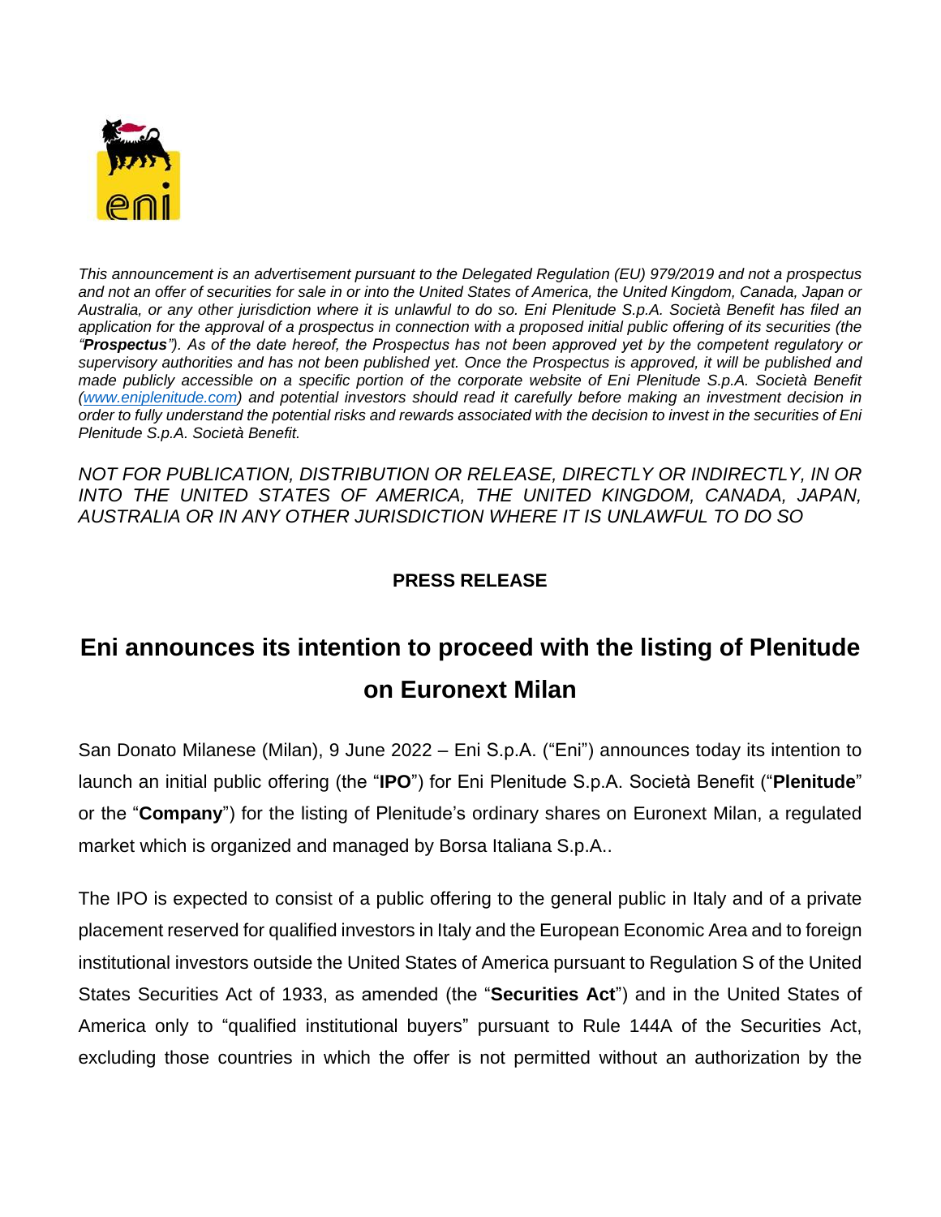*This announcement is an advertisement pursuant to the Delegated Regulation (EU) 979/2019 and not a prospectus and not an offer of securities for sale in or into the United States of America, the United Kingdom, Canada, Japan or Australia, or any other jurisdiction where it is unlawful to do so. Eni Plenitude S.p.A. Società Benefit has filed an application for the approval of a prospectus in connection with a proposed initial public offering of its securities (the "**Prospectus**"). As of the date hereof, the Prospectus has not been approved yet by the competent regulatory or supervisory authorities and has not been published yet. Once the Prospectus is approved, it will be published and made publicly accessible on a specific portion of the corporate website of Eni Plenitude S.p.A. Società Benefit (www.eniplenitude.com) and potential investors should read it carefully before making an investment decision in order to fully understand the potential risks and rewards associated with the decision to invest in the securities of Eni Plenitude S.p.A. Società Benefit.*

*NOT FOR PUBLICATION, DISTRIBUTION OR RELEASE, DIRECTLY OR INDIRECTLY, IN OR INTO THE UNITED STATES OF AMERICA, THE UNITED KINGDOM, CANADA, JAPAN, AUSTRALIA OR IN ANY OTHER JURISDICTION WHERE IT IS UNLAWFUL TO DO SO*

**PRESS RELEASE**

# Eni announces its intention to proceed with the listing of Plenitude on Euronext Milan

San Donato Milanese (Milan), 9 June 2022 – Eni S.p.A. ("Eni") announces today its intention to launch an initial public offering (the "**IPO**") for Eni Plenitude S.p.A. Società Benefit ("**Plenitude**" or the "**Company**") for the listing of Plenitude's ordinary shares on Euronext Milan, a regulated market which is organized and managed by Borsa Italiana S.p.A..

The IPO is expected to consist of a public offering to the general public in Italy and of a private placement reserved for qualified investors in Italy and the European Economic Area and to foreign institutional investors outside the United States of America pursuant to Regulation S of the United States Securities Act of 1933, as amended (the "**Securities Act**") and in the United States of America only to "qualified institutional buyers" pursuant to Rule 144A of the Securities Act, excluding those countries in which the offer is not permitted without an authorization by the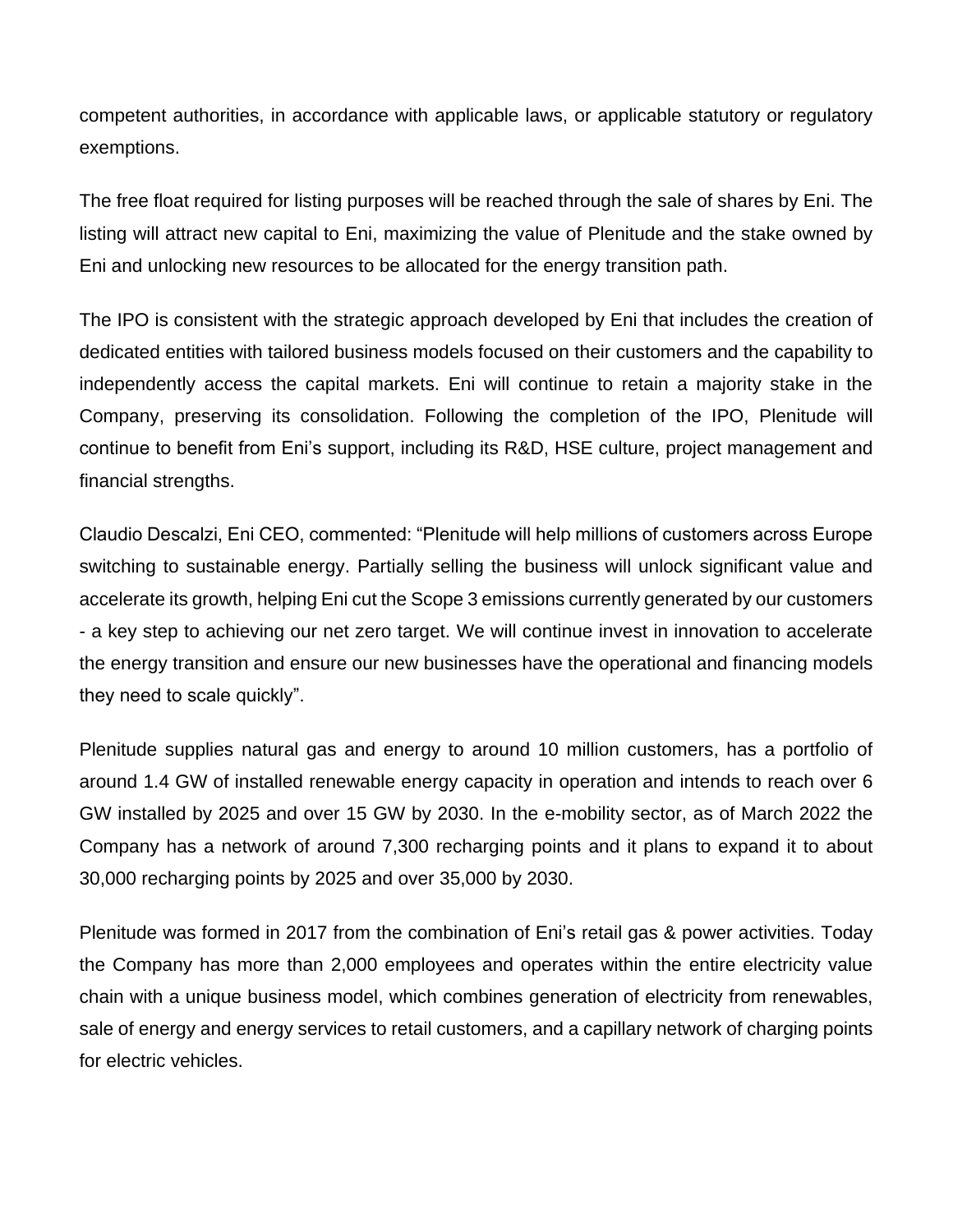competent authorities, in accordance with applicable laws, or applicable statutory or regulatory exemptions.

The free float required for listing purposes will be reached through the sale of shares by Eni. The listing will attract new capital to Eni, maximizing the value of Plenitude and the stake owned by Eni and unlocking new resources to be allocated for the energy transition path.

The IPO is consistent with the strategic approach developed by Eni that includes the creation of dedicated entities with tailored business models focused on their customers and the capability to independently access the capital markets. Eni will continue to retain a majority stake in the Company, preserving its consolidation. Following the completion of the IPO, Plenitude will continue to benefit from Eni's support, including its R&D, HSE culture, project management and financial strengths.

Claudio Descalzi, Eni CEO, commented: "Plenitude will help millions of customers across Europe switching to sustainable energy. Partially selling the business will unlock significant value and accelerate its growth, helping Eni cut the Scope 3 emissions currently generated by our customers - a key step to achieving our net zero target. We will continue invest in innovation to accelerate the energy transition and ensure our new businesses have the operational and financing models they need to scale quickly".

Plenitude supplies natural gas and energy to around 10 million customers, has a portfolio of around 1.4 GW of installed renewable energy capacity in operation and intends to reach over 6 GW installed by 2025 and over 15 GW by 2030. In the e-mobility sector, as of March 2022 the Company has a network of around 7,300 recharging points and it plans to expand it to about 30,000 recharging points by 2025 and over 35,000 by 2030.

Plenitude was formed in 2017 from the combination of Eni's retail gas & power activities. Today the Company has more than 2,000 employees and operates within the entire electricity value chain with a unique business model, which combines generation of electricity from renewables, sale of energy and energy services to retail customers, and a capillary network of charging points for electric vehicles.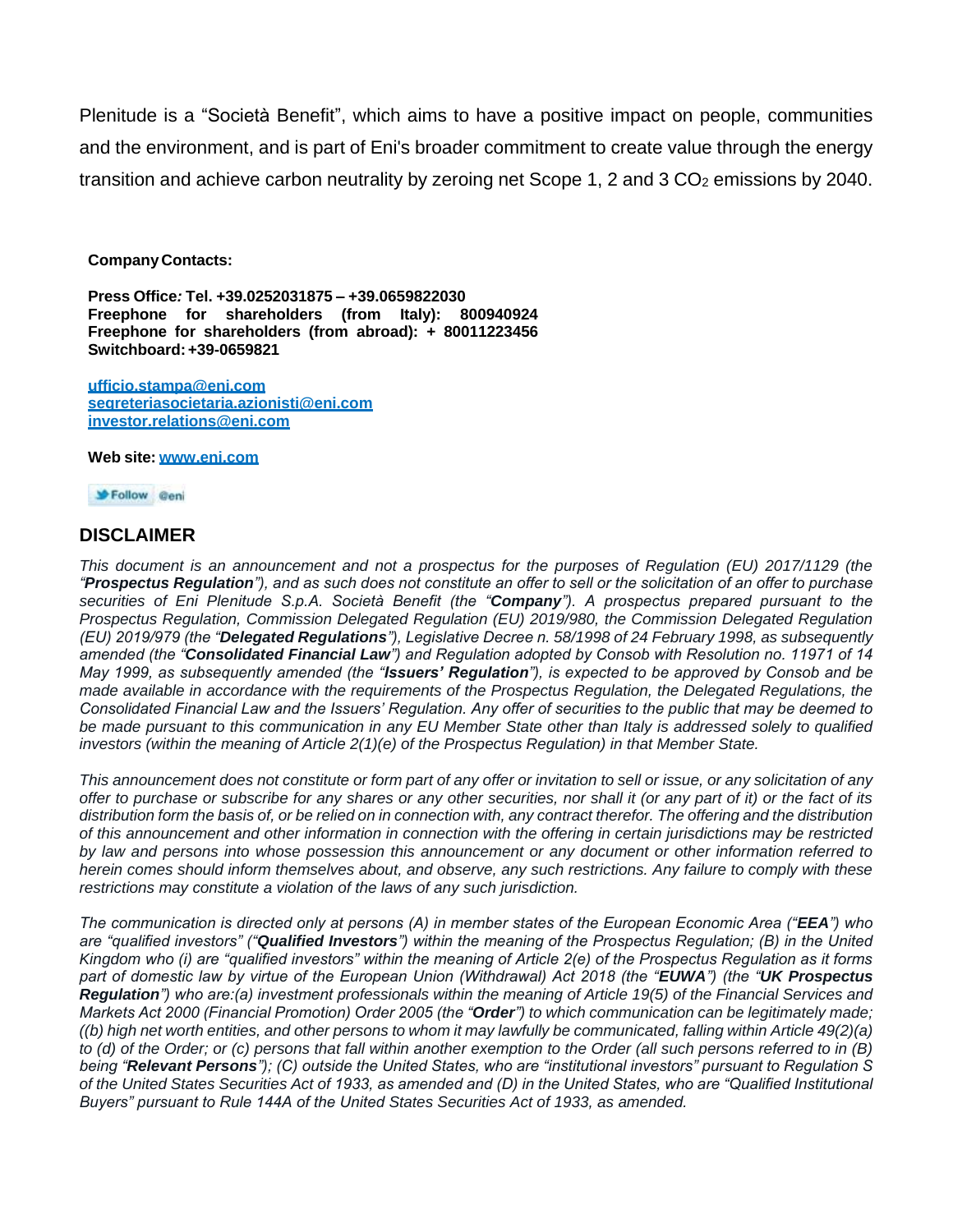Plenitude is a “Società Benefit”, which aims to have a positive impact on people, communities and the environment, and is part of Eni's broader commitment to create value through the energy transition and achieve carbon neutrality by zeroing net Scope 1, 2 and 3 $CO_2$ emissions by 2040.

**Company Contacts:**

**Press Office: Tel. +39.0252031875 – +39.0659822030**
**Freephone for shareholders (from Italy): 800940924**
**Freephone for shareholders (from abroad): + 80011223456**
**Switchboard: +39-0659821**

[ufficio.stampa@eni.com](mailto:ufficio.stampa@eni.com)
[segreteriasocietaria.azionisti@eni.com](mailto:segreteriasocietaria.azionisti@eni.com)
[investor.relations@eni.com](mailto:investor.relations@eni.com)

**Web site:** [www.eni.com](http://www.eni.com)

Follow @eni

## DISCLAIMER

*This document is an announcement and not a prospectus for the purposes of Regulation (EU) 2017/1129 (the "**Prospectus Regulation**"), and as such does not constitute an offer to sell or the solicitation of an offer to purchase securities of Eni Plenitude S.p.A. Società Benefit (the "**Company**"). A prospectus prepared pursuant to the Prospectus Regulation, Commission Delegated Regulation (EU) 2019/980, the Commission Delegated Regulation (EU) 2019/979 (the "**Delegated Regulations**"), Legislative Decree n. 58/1998 of 24 February 1998, as subsequently amended (the "**Consolidated Financial Law**") and Regulation adopted by Consob with Resolution no. 11971 of 14 May 1999, as subsequently amended (the "**Issuers' Regulation**"), is expected to be approved by Consob and be made available in accordance with the requirements of the Prospectus Regulation, the Delegated Regulations, the Consolidated Financial Law and the Issuers' Regulation. Any offer of securities to the public that may be deemed to be made pursuant to this communication in any EU Member State other than Italy is addressed solely to qualified investors (within the meaning of Article 2(1)(e) of the Prospectus Regulation) in that Member State.*

*This announcement does not constitute or form part of any offer or invitation to sell or issue, or any solicitation of any offer to purchase or subscribe for any shares or any other securities, nor shall it (or any part of it) or the fact of its distribution form the basis of, or be relied on in connection with, any contract therefor. The offering and the distribution of this announcement and other information in connection with the offering in certain jurisdictions may be restricted by law and persons into whose possession this announcement or any document or other information referred to herein comes should inform themselves about, and observe, any such restrictions. Any failure to comply with these restrictions may constitute a violation of the laws of any such jurisdiction.*

*The communication is directed only at persons (A) in member states of the European Economic Area ("**EEA**") who are "qualified investors" ("**Qualified Investors**") within the meaning of the Prospectus Regulation; (B) in the United Kingdom who (i) are "qualified investors" within the meaning of Article 2(e) of the Prospectus Regulation as it forms part of domestic law by virtue of the European Union (Withdrawal) Act 2018 (the "**EUWA**") (the "**UK Prospectus Regulation**") who are:(a) investment professionals within the meaning of Article 19(5) of the Financial Services and Markets Act 2000 (Financial Promotion) Order 2005 (the "**Order**") to which communication can be legitimately made; ((b) high net worth entities, and other persons to whom it may lawfully be communicated, falling within Article 49(2)(a) to (d) of the Order; or (c) persons that fall within another exemption to the Order (all such persons referred to in (B) being "**Relevant Persons**"); (C) outside the United States, who are "institutional investors" pursuant to Regulation S of the United States Securities Act of 1933, as amended and (D) in the United States, who are "Qualified Institutional Buyers" pursuant to Rule 144A of the United States Securities Act of 1933, as amended.*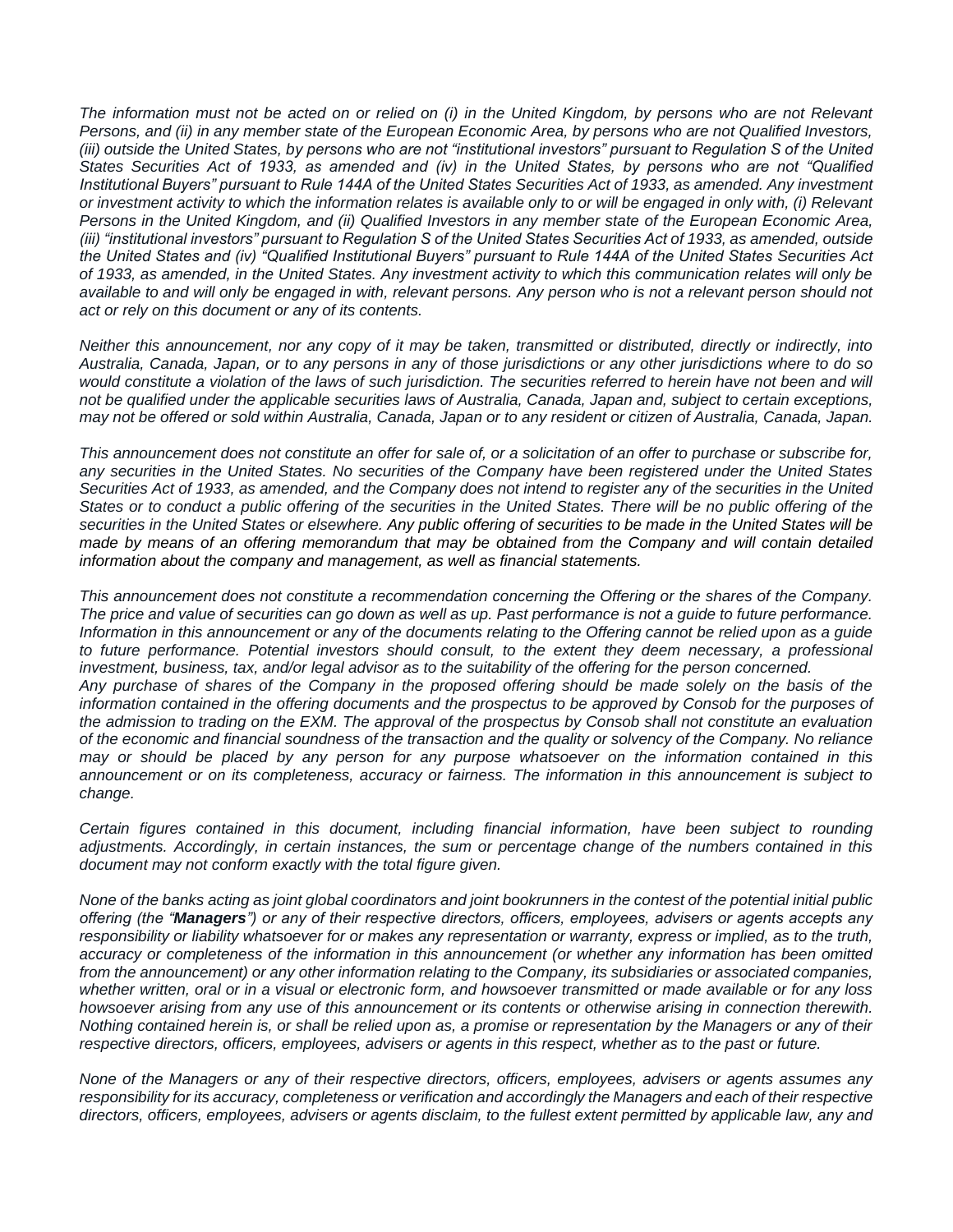*The information must not be acted on or relied on (i) in the United Kingdom, by persons who are not Relevant Persons, and (ii) in any member state of the European Economic Area, by persons who are not Qualified Investors, (iii) outside the United States, by persons who are not "institutional investors" pursuant to Regulation S of the United States Securities Act of 1933, as amended and (iv) in the United States, by persons who are not "Qualified Institutional Buyers" pursuant to Rule 144A of the United States Securities Act of 1933, as amended. Any investment or investment activity to which the information relates is available only to or will be engaged in only with, (i) Relevant Persons in the United Kingdom, and (ii) Qualified Investors in any member state of the European Economic Area, (iii) "institutional investors" pursuant to Regulation S of the United States Securities Act of 1933, as amended, outside the United States and (iv) "Qualified Institutional Buyers" pursuant to Rule 144A of the United States Securities Act of 1933, as amended, in the United States. Any investment activity to which this communication relates will only be available to and will only be engaged in with, relevant persons. Any person who is not a relevant person should not act or rely on this document or any of its contents.*

*Neither this announcement, nor any copy of it may be taken, transmitted or distributed, directly or indirectly, into Australia, Canada, Japan, or to any persons in any of those jurisdictions or any other jurisdictions where to do so would constitute a violation of the laws of such jurisdiction. The securities referred to herein have not been and will not be qualified under the applicable securities laws of Australia, Canada, Japan and, subject to certain exceptions, may not be offered or sold within Australia, Canada, Japan or to any resident or citizen of Australia, Canada, Japan.*

*This announcement does not constitute an offer for sale of, or a solicitation of an offer to purchase or subscribe for, any securities in the United States. No securities of the Company have been registered under the United States Securities Act of 1933, as amended, and the Company does not intend to register any of the securities in the United States or to conduct a public offering of the securities in the United States. There will be no public offering of the securities in the United States or elsewhere. Any public offering of securities to be made in the United States will be made by means of an offering memorandum that may be obtained from the Company and will contain detailed information about the company and management, as well as financial statements.*

*This announcement does not constitute a recommendation concerning the Offering or the shares of the Company. The price and value of securities can go down as well as up. Past performance is not a guide to future performance. Information in this announcement or any of the documents relating to the Offering cannot be relied upon as a guide to future performance. Potential investors should consult, to the extent they deem necessary, a professional investment, business, tax, and/or legal advisor as to the suitability of the offering for the person concerned.*
*Any purchase of shares of the Company in the proposed offering should be made solely on the basis of the information contained in the offering documents and the prospectus to be approved by Consob for the purposes of the admission to trading on the EXM. The approval of the prospectus by Consob shall not constitute an evaluation of the economic and financial soundness of the transaction and the quality or solvency of the Company. No reliance may or should be placed by any person for any purpose whatsoever on the information contained in this announcement or on its completeness, accuracy or fairness. The information in this announcement is subject to change.*

*Certain figures contained in this document, including financial information, have been subject to rounding adjustments. Accordingly, in certain instances, the sum or percentage change of the numbers contained in this document may not conform exactly with the total figure given.*

*None of the banks acting as joint global coordinators and joint bookrunners in the contest of the potential initial public offering (the "**Managers**") or any of their respective directors, officers, employees, advisers or agents accepts any responsibility or liability whatsoever for or makes any representation or warranty, express or implied, as to the truth, accuracy or completeness of the information in this announcement (or whether any information has been omitted from the announcement) or any other information relating to the Company, its subsidiaries or associated companies, whether written, oral or in a visual or electronic form, and howsoever transmitted or made available or for any loss howsoever arising from any use of this announcement or its contents or otherwise arising in connection therewith. Nothing contained herein is, or shall be relied upon as, a promise or representation by the Managers or any of their respective directors, officers, employees, advisers or agents in this respect, whether as to the past or future.*

*None of the Managers or any of their respective directors, officers, employees, advisers or agents assumes any responsibility for its accuracy, completeness or verification and accordingly the Managers and each of their respective directors, officers, employees, advisers or agents disclaim, to the fullest extent permitted by applicable law, any and*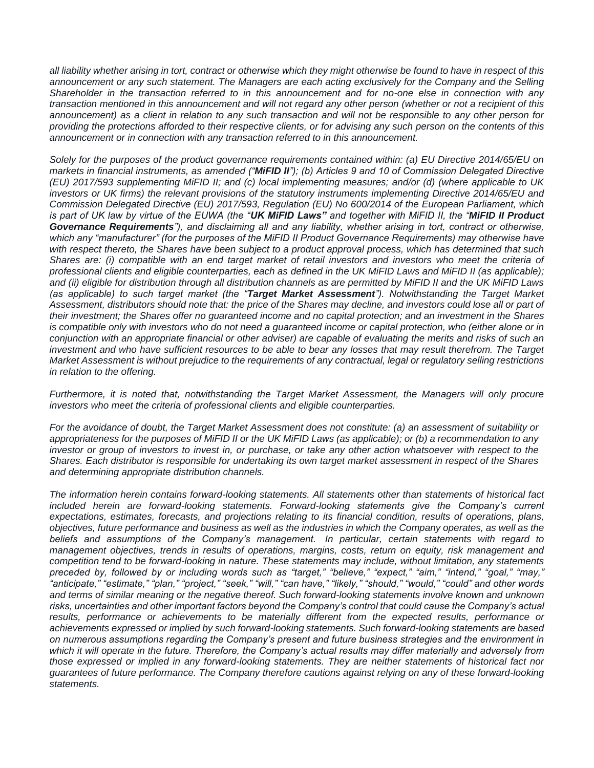*all liability whether arising in tort, contract or otherwise which they might otherwise be found to have in respect of this announcement or any such statement. The Managers are each acting exclusively for the Company and the Selling Shareholder in the transaction referred to in this announcement and for no-one else in connection with any transaction mentioned in this announcement and will not regard any other person (whether or not a recipient of this announcement) as a client in relation to any such transaction and will not be responsible to any other person for providing the protections afforded to their respective clients, or for advising any such person on the contents of this announcement or in connection with any transaction referred to in this announcement.*

*Solely for the purposes of the product governance requirements contained within: (a) EU Directive 2014/65/EU on markets in financial instruments, as amended ("**MiFID II**"); (b) Articles 9 and 10 of Commission Delegated Directive (EU) 2017/593 supplementing MiFID II; and (c) local implementing measures; and/or (d) (where applicable to UK investors or UK firms) the relevant provisions of the statutory instruments implementing Directive 2014/65/EU and Commission Delegated Directive (EU) 2017/593, Regulation (EU) No 600/2014 of the European Parliament, which is part of UK law by virtue of the EUWA (the "**UK MiFID Laws"** and together with MiFID II, the "**MiFID II Product Governance Requirements**"), and disclaiming all and any liability, whether arising in tort, contract or otherwise, which any "manufacturer" (for the purposes of the MiFID II Product Governance Requirements) may otherwise have with respect thereto, the Shares have been subject to a product approval process, which has determined that such Shares are: (i) compatible with an end target market of retail investors and investors who meet the criteria of professional clients and eligible counterparties, each as defined in the UK MiFID Laws and MiFID II (as applicable); and (ii) eligible for distribution through all distribution channels as are permitted by MiFID II and the UK MiFID Laws (as applicable) to such target market (the "**Target Market Assessment**"). Notwithstanding the Target Market Assessment, distributors should note that: the price of the Shares may decline, and investors could lose all or part of their investment; the Shares offer no guaranteed income and no capital protection; and an investment in the Shares is compatible only with investors who do not need a guaranteed income or capital protection, who (either alone or in conjunction with an appropriate financial or other adviser) are capable of evaluating the merits and risks of such an investment and who have sufficient resources to be able to bear any losses that may result therefrom. The Target Market Assessment is without prejudice to the requirements of any contractual, legal or regulatory selling restrictions in relation to the offering.*

*Furthermore, it is noted that, notwithstanding the Target Market Assessment, the Managers will only procure investors who meet the criteria of professional clients and eligible counterparties.*

*For the avoidance of doubt, the Target Market Assessment does not constitute: (a) an assessment of suitability or appropriateness for the purposes of MiFID II or the UK MiFID Laws (as applicable); or (b) a recommendation to any investor or group of investors to invest in, or purchase, or take any other action whatsoever with respect to the Shares. Each distributor is responsible for undertaking its own target market assessment in respect of the Shares and determining appropriate distribution channels.*

*The information herein contains forward-looking statements. All statements other than statements of historical fact included herein are forward-looking statements. Forward-looking statements give the Company's current expectations, estimates, forecasts, and projections relating to its financial condition, results of operations, plans, objectives, future performance and business as well as the industries in which the Company operates, as well as the beliefs and assumptions of the Company's management. In particular, certain statements with regard to management objectives, trends in results of operations, margins, costs, return on equity, risk management and competition tend to be forward-looking in nature. These statements may include, without limitation, any statements preceded by, followed by or including words such as "target," "believe," "expect," "aim," "intend," "goal," "may," "anticipate," "estimate," "plan," "project," "seek," "will," "can have," "likely," "should," "would," "could" and other words and terms of similar meaning or the negative thereof. Such forward-looking statements involve known and unknown risks, uncertainties and other important factors beyond the Company's control that could cause the Company's actual results, performance or achievements to be materially different from the expected results, performance or achievements expressed or implied by such forward-looking statements. Such forward-looking statements are based on numerous assumptions regarding the Company's present and future business strategies and the environment in which it will operate in the future. Therefore, the Company's actual results may differ materially and adversely from those expressed or implied in any forward-looking statements. They are neither statements of historical fact nor guarantees of future performance. The Company therefore cautions against relying on any of these forward-looking statements.*